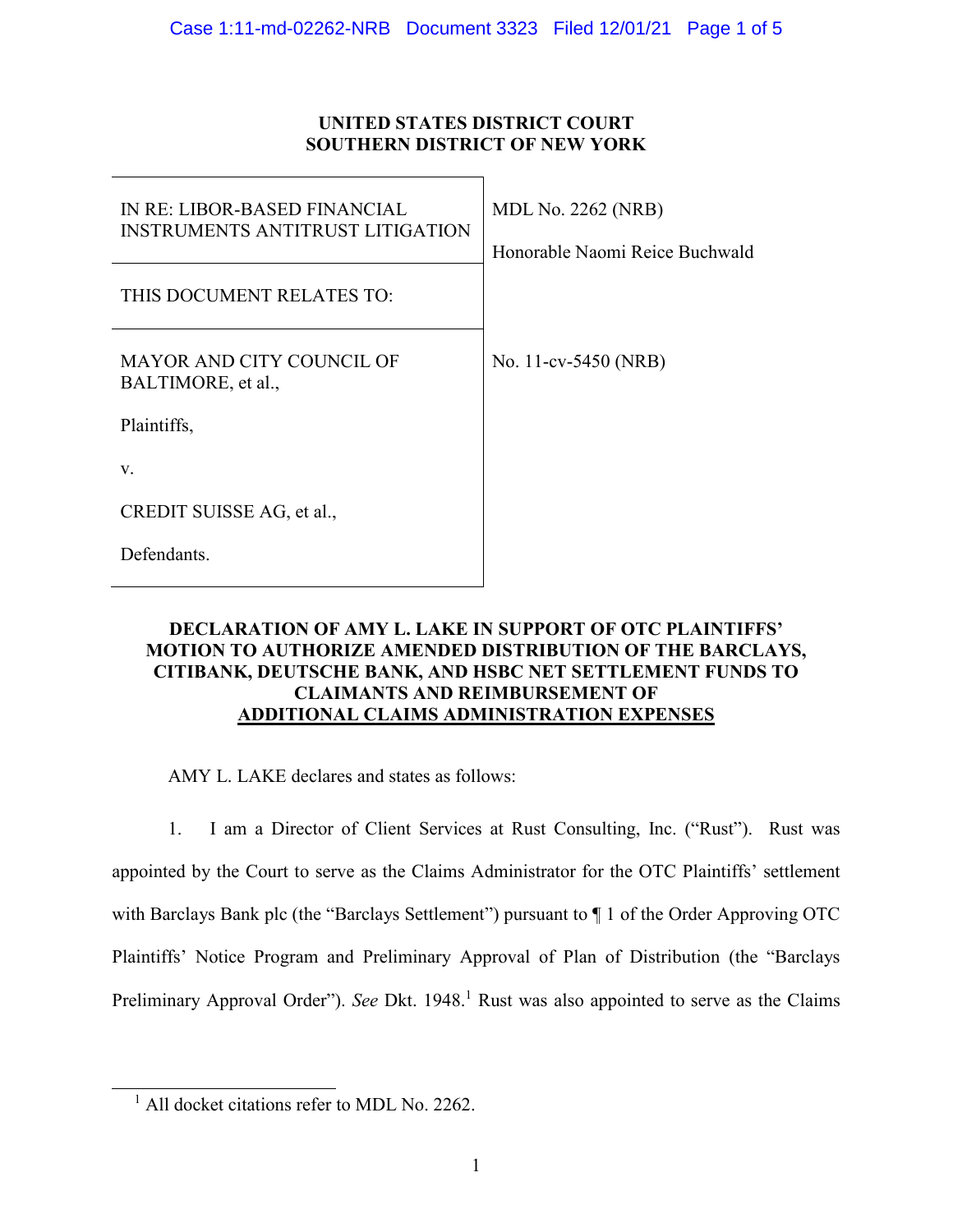**UNITED STATES DISTRICT COURT**
**SOUTHERN DISTRICT OF NEW YORK**

| | |
|---|---|
| IN RE: LIBOR-BASED FINANCIAL INSTRUMENTS ANTITRUST LITIGATION | MDL No. 2262 (NRB)<br><br>Honorable Naomi Reice Buchwald |
| THIS DOCUMENT RELATES TO: | |
| MAYOR AND CITY COUNCIL OF BALTIMORE, et al.,<br><br>Plaintiffs,<br><br>v.<br><br>CREDIT SUISSE AG, et al.,<br><br>Defendants. | No. 11-cv-5450 (NRB) |

**DECLARATION OF AMY L. LAKE IN SUPPORT OF OTC PLAINTIFFS' MOTION TO AUTHORIZE AMENDED DISTRIBUTION OF THE BARCLAYS, CITIBANK, DEUTSCHE BANK, AND HSBC NET SETTLEMENT FUNDS TO CLAIMANTS AND REIMBURSEMENT OF ADDITIONAL CLAIMS ADMINISTRATION EXPENSES**

AMY L. LAKE declares and states as follows:

1. I am a Director of Client Services at Rust Consulting, Inc. ("Rust"). Rust was appointed by the Court to serve as the Claims Administrator for the OTC Plaintiffs' settlement with Barclays Bank plc (the "Barclays Settlement") pursuant to ¶ 1 of the Order Approving OTC Plaintiffs' Notice Program and Preliminary Approval of Plan of Distribution (the "Barclays Preliminary Approval Order"). *See* Dkt. 1948.[1] Rust was also appointed to serve as the Claims

[1] All docket citations refer to MDL No. 2262.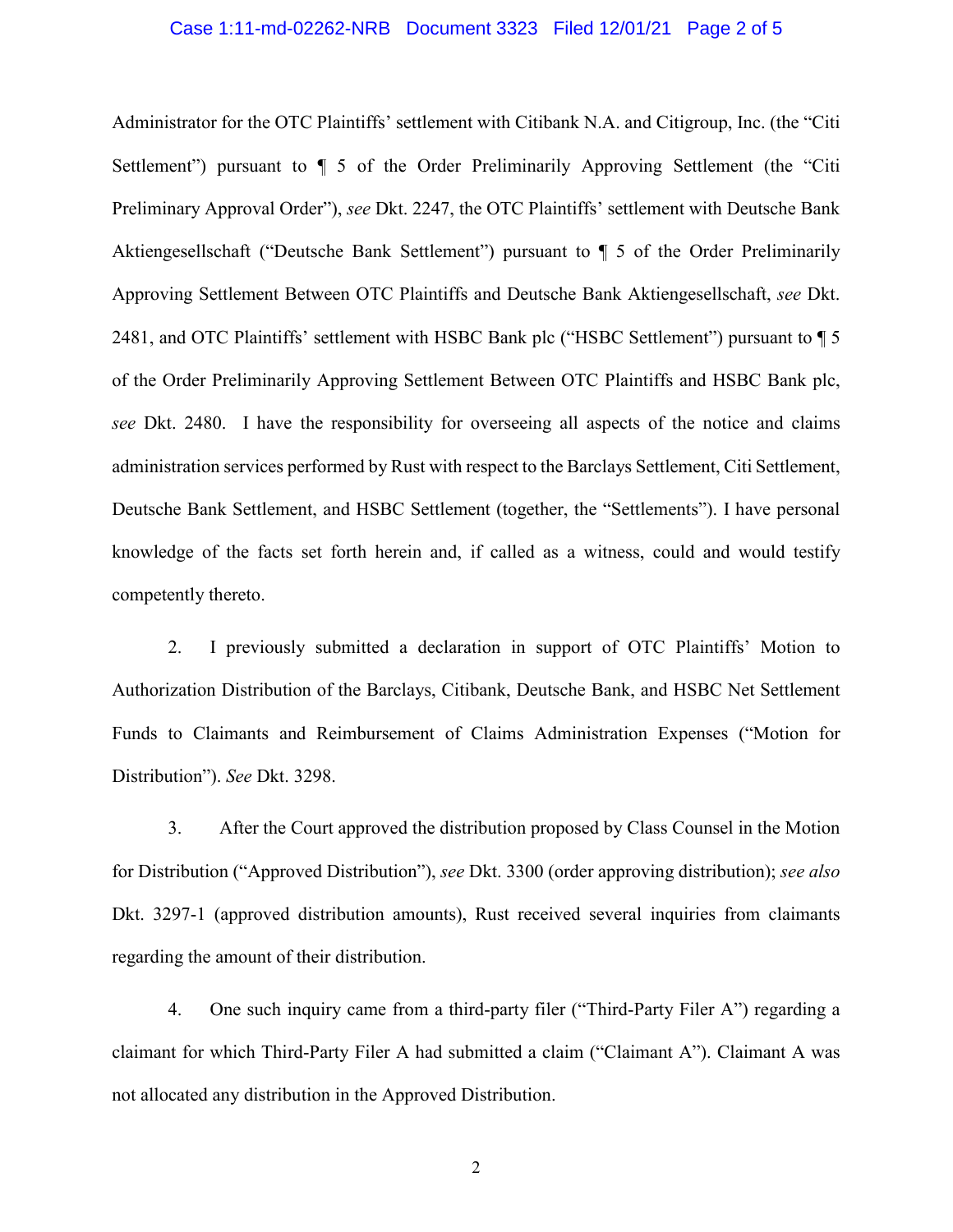Administrator for the OTC Plaintiffs' settlement with Citibank N.A. and Citigroup, Inc. (the "Citi Settlement") pursuant to ¶ 5 of the Order Preliminarily Approving Settlement (the "Citi Preliminary Approval Order"), *see* Dkt. 2247, the OTC Plaintiffs' settlement with Deutsche Bank Aktiengesellschaft ("Deutsche Bank Settlement") pursuant to ¶ 5 of the Order Preliminarily Approving Settlement Between OTC Plaintiffs and Deutsche Bank Aktiengesellschaft, *see* Dkt. 2481, and OTC Plaintiffs' settlement with HSBC Bank plc ("HSBC Settlement") pursuant to ¶ 5 of the Order Preliminarily Approving Settlement Between OTC Plaintiffs and HSBC Bank plc, *see* Dkt. 2480. I have the responsibility for overseeing all aspects of the notice and claims administration services performed by Rust with respect to the Barclays Settlement, Citi Settlement, Deutsche Bank Settlement, and HSBC Settlement (together, the "Settlements"). I have personal knowledge of the facts set forth herein and, if called as a witness, could and would testify competently thereto.

2. I previously submitted a declaration in support of OTC Plaintiffs' Motion to Authorization Distribution of the Barclays, Citibank, Deutsche Bank, and HSBC Net Settlement Funds to Claimants and Reimbursement of Claims Administration Expenses ("Motion for Distribution"). *See* Dkt. 3298.

3. After the Court approved the distribution proposed by Class Counsel in the Motion for Distribution ("Approved Distribution"), *see* Dkt. 3300 (order approving distribution); *see also* Dkt. 3297-1 (approved distribution amounts), Rust received several inquiries from claimants regarding the amount of their distribution.

4. One such inquiry came from a third-party filer ("Third-Party Filer A") regarding a claimant for which Third-Party Filer A had submitted a claim ("Claimant A"). Claimant A was not allocated any distribution in the Approved Distribution.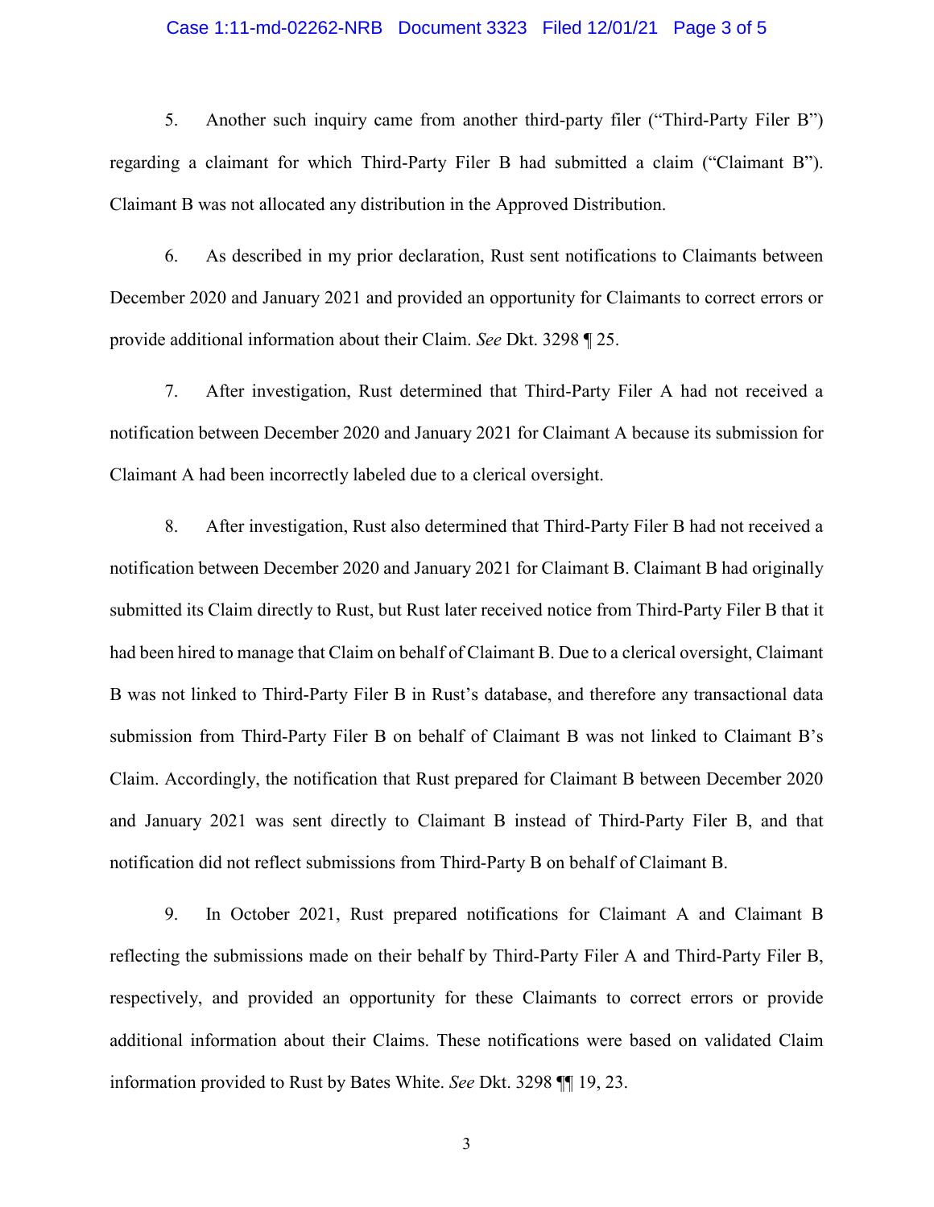5. Another such inquiry came from another third-party filer ("Third-Party Filer B") regarding a claimant for which Third-Party Filer B had submitted a claim ("Claimant B"). Claimant B was not allocated any distribution in the Approved Distribution.

6. As described in my prior declaration, Rust sent notifications to Claimants between December 2020 and January 2021 and provided an opportunity for Claimants to correct errors or provide additional information about their Claim. *See* Dkt. 3298 ¶ 25.

7. After investigation, Rust determined that Third-Party Filer A had not received a notification between December 2020 and January 2021 for Claimant A because its submission for Claimant A had been incorrectly labeled due to a clerical oversight.

8. After investigation, Rust also determined that Third-Party Filer B had not received a notification between December 2020 and January 2021 for Claimant B. Claimant B had originally submitted its Claim directly to Rust, but Rust later received notice from Third-Party Filer B that it had been hired to manage that Claim on behalf of Claimant B. Due to a clerical oversight, Claimant B was not linked to Third-Party Filer B in Rust's database, and therefore any transactional data submission from Third-Party Filer B on behalf of Claimant B was not linked to Claimant B's Claim. Accordingly, the notification that Rust prepared for Claimant B between December 2020 and January 2021 was sent directly to Claimant B instead of Third-Party Filer B, and that notification did not reflect submissions from Third-Party B on behalf of Claimant B.

9. In October 2021, Rust prepared notifications for Claimant A and Claimant B reflecting the submissions made on their behalf by Third-Party Filer A and Third-Party Filer B, respectively, and provided an opportunity for these Claimants to correct errors or provide additional information about their Claims. These notifications were based on validated Claim information provided to Rust by Bates White. *See* Dkt. 3298 ¶¶ 19, 23.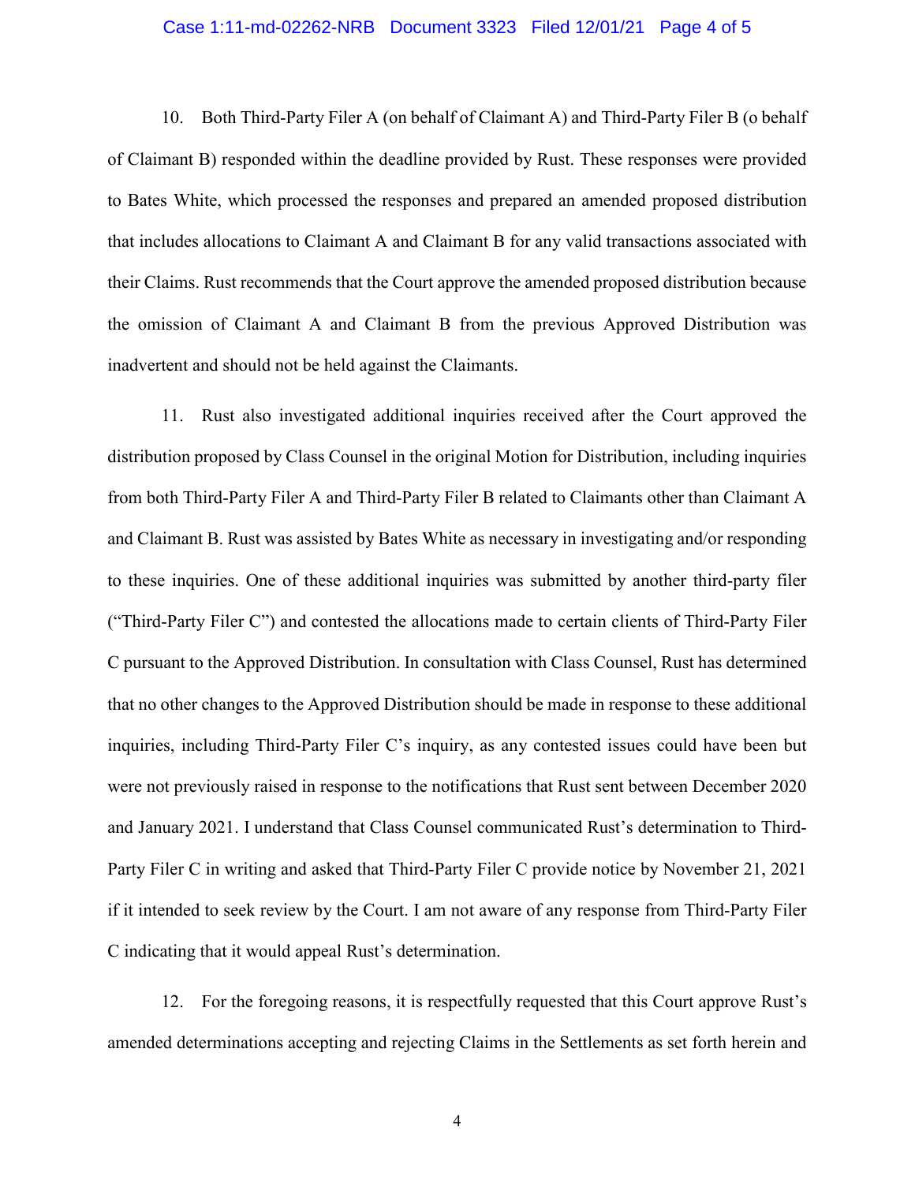10. Both Third-Party Filer A (on behalf of Claimant A) and Third-Party Filer B (o behalf of Claimant B) responded within the deadline provided by Rust. These responses were provided to Bates White, which processed the responses and prepared an amended proposed distribution that includes allocations to Claimant A and Claimant B for any valid transactions associated with their Claims. Rust recommends that the Court approve the amended proposed distribution because the omission of Claimant A and Claimant B from the previous Approved Distribution was inadvertent and should not be held against the Claimants.

11. Rust also investigated additional inquiries received after the Court approved the distribution proposed by Class Counsel in the original Motion for Distribution, including inquiries from both Third-Party Filer A and Third-Party Filer B related to Claimants other than Claimant A and Claimant B. Rust was assisted by Bates White as necessary in investigating and/or responding to these inquiries. One of these additional inquiries was submitted by another third-party filer ("Third-Party Filer C") and contested the allocations made to certain clients of Third-Party Filer C pursuant to the Approved Distribution. In consultation with Class Counsel, Rust has determined that no other changes to the Approved Distribution should be made in response to these additional inquiries, including Third-Party Filer C's inquiry, as any contested issues could have been but were not previously raised in response to the notifications that Rust sent between December 2020 and January 2021. I understand that Class Counsel communicated Rust's determination to Third-Party Filer C in writing and asked that Third-Party Filer C provide notice by November 21, 2021 if it intended to seek review by the Court. I am not aware of any response from Third-Party Filer C indicating that it would appeal Rust's determination.

12. For the foregoing reasons, it is respectfully requested that this Court approve Rust's amended determinations accepting and rejecting Claims in the Settlements as set forth herein and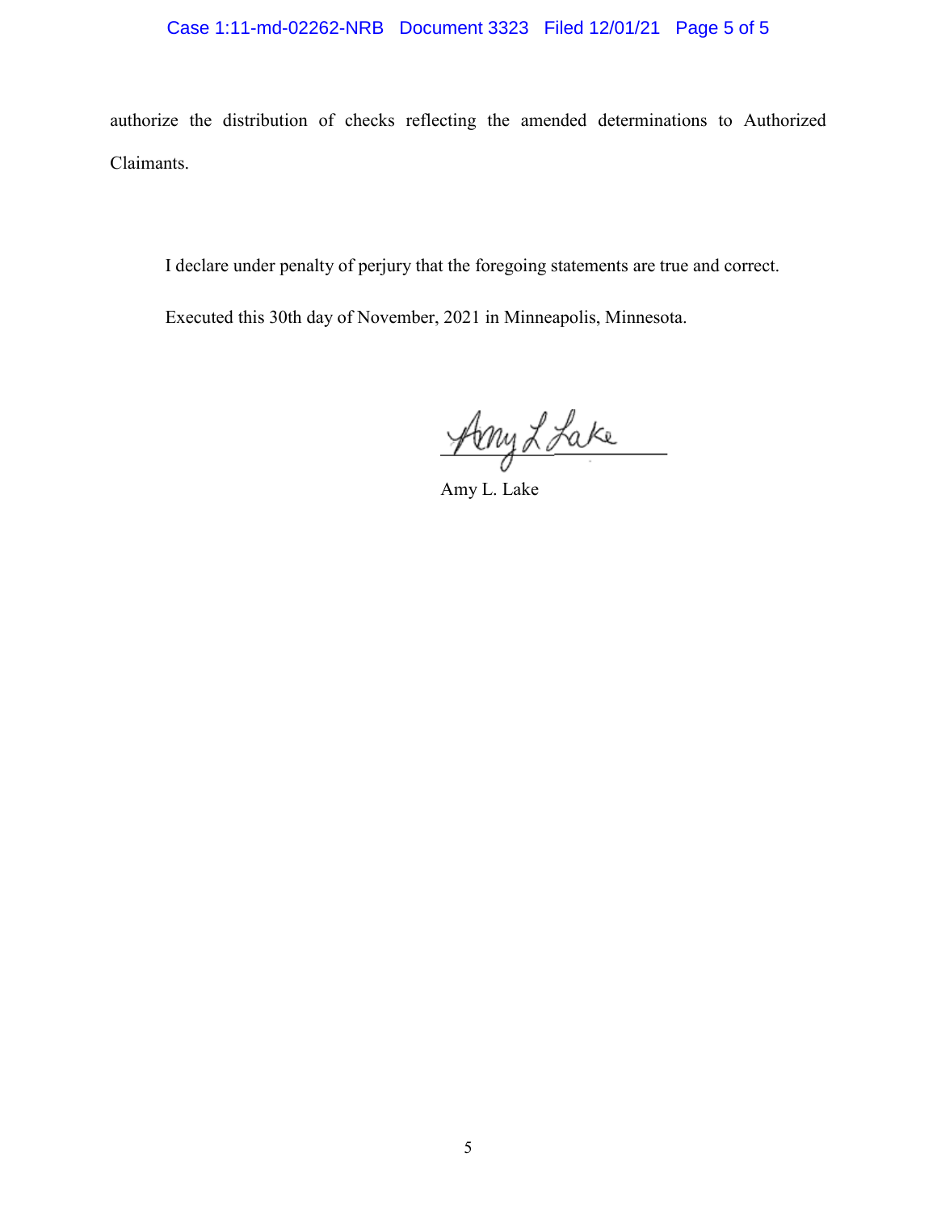authorize the distribution of checks reflecting the amended determinations to Authorized Claimants.

I declare under penalty of perjury that the foregoing statements are true and correct.

Executed this 30th day of November, 2021 in Minneapolis, Minnesota.

Amy L Lake
\_\_\_\_\_\_\_\_\_\_\_\_\_\_\_\_\_\_\_\_

Amy L. Lake